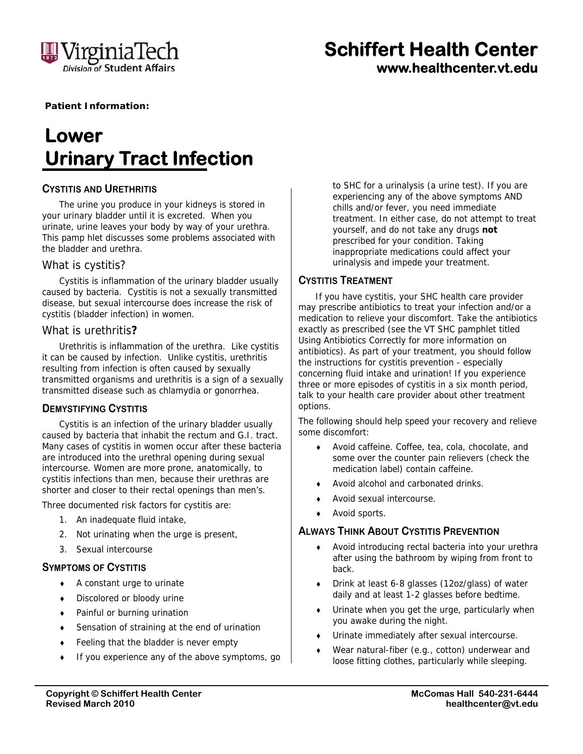**Patient Information:**

# Lower Urinary Tract Infection

## Cystitis and Urethritis

The urine you produce in your kidneys is stored in your urinary bladder until it is excreted. When you urinate, urine leaves your body by way of your urethra. This pamp hlet discusses some problems associated with the bladder and urethra.

### What is cystitis?

Cystitis is inflammation of the urinary bladder usually caused by bacteria. Cystitis is not a sexually transmitted disease, but sexual intercourse does increase the risk of cystitis (bladder infection) in women.

### What is urethritis**?**

Urethritis is inflammation of the urethra. Like cystitis it can be caused by infection. Unlike cystitis, urethritis resulting from infection is often caused by sexually transmitted organisms and urethritis is a sign of a sexually transmitted disease such as chlamydia or gonorrhea.

## Demystifying Cystitis

Cystitis is an infection of the urinary bladder usually caused by bacteria that inhabit the rectum and G.I. tract. Many cases of cystitis in women occur after these bacteria are introduced into the urethral opening during sexual intercourse. Women are more prone, anatomically, to cystitis infections than men, because their urethras are shorter and closer to their rectal openings than men's.

Three documented risk factors for cystitis are:

1. An inadequate fluid intake,
2. Not urinating when the urge is present,
3. Sexual intercourse

## Symptoms of Cystitis

- A constant urge to urinate
- Discolored or bloody urine
- Painful or burning urination
- Sensation of straining at the end of urination
- Feeling that the bladder is never empty
- If you experience any of the above symptoms, go to SHC for a urinalysis (a urine test). If you are experiencing any of the above symptoms AND chills and/or fever, you need immediate treatment. In either case, do not attempt to treat yourself, and do not take any drugs **not** prescribed for your condition. Taking inappropriate medications could affect your urinalysis and impede your treatment.

## Cystitis Treatment

If you have cystitis, your SHC health care provider may prescribe antibiotics to treat your infection and/or a medication to relieve your discomfort. Take the antibiotics exactly as prescribed (see the VT SHC pamphlet titled Using Antibiotics Correctly for more information on antibiotics). As part of your treatment, you should follow the instructions for cystitis prevention - especially concerning fluid intake and urination! If you experience three or more episodes of cystitis in a six month period, talk to your health care provider about other treatment options.

The following should help speed your recovery and relieve some discomfort:

- Avoid caffeine. Coffee, tea, cola, chocolate, and some over the counter pain relievers (check the medication label) contain caffeine.
- Avoid alcohol and carbonated drinks.
- Avoid sexual intercourse.
- Avoid sports.

## Always Think About Cystitis Prevention

- Avoid introducing rectal bacteria into your urethra after using the bathroom by wiping from front to back.
- Drink at least 6-8 glasses (12oz/glass) of water daily and at least 1-2 glasses before bedtime.
- Urinate when you get the urge, particularly when you awake during the night.
- Urinate immediately after sexual intercourse.
- Wear natural-fiber (e.g., cotton) underwear and loose fitting clothes, particularly while sleeping.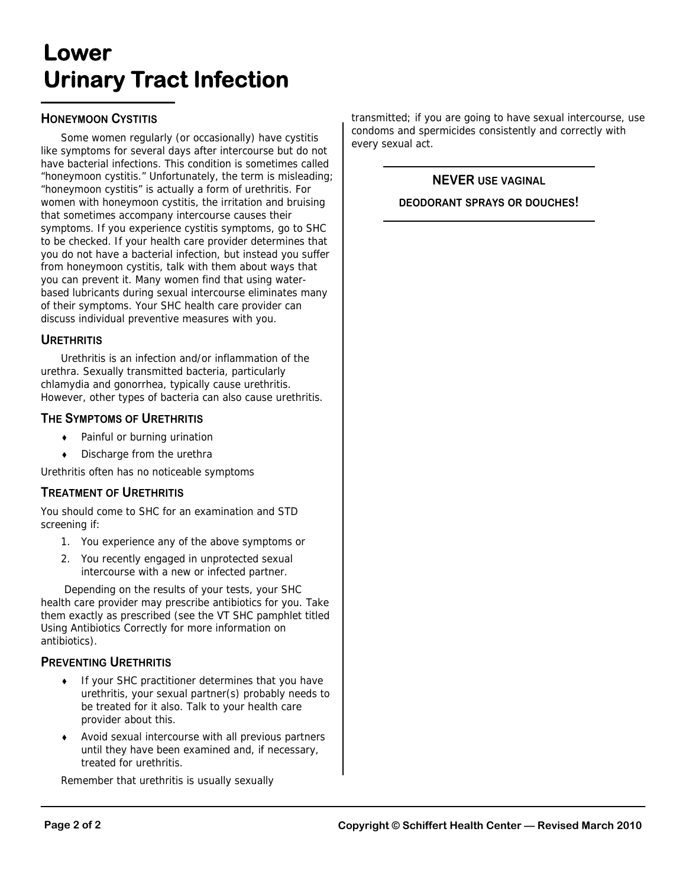# Lower Urinary Tract Infection

## Honeymoon Cystitis

Some women regularly (or occasionally) have cystitis like symptoms for several days after intercourse but do not have bacterial infections. This condition is sometimes called "honeymoon cystitis." Unfortunately, the term is misleading; "honeymoon cystitis" is actually a form of urethritis. For women with honeymoon cystitis, the irritation and bruising that sometimes accompany intercourse causes their symptoms. If you experience cystitis symptoms, go to SHC to be checked. If your health care provider determines that you do not have a bacterial infection, but instead you suffer from honeymoon cystitis, talk with them about ways that you can prevent it. Many women find that using water-based lubricants during sexual intercourse eliminates many of their symptoms. Your SHC health care provider can discuss individual preventive measures with you.

## Urethritis

Urethritis is an infection and/or inflammation of the urethra. Sexually transmitted bacteria, particularly chlamydia and gonorrhea, typically cause urethritis. However, other types of bacteria can also cause urethritis.

## The Symptoms of Urethritis

- Painful or burning urination
- Discharge from the urethra

Urethritis often has no noticeable symptoms

## Treatment of Urethritis

You should come to SHC for an examination and STD screening if:

1. You experience any of the above symptoms or
2. You recently engaged in unprotected sexual intercourse with a new or infected partner.

Depending on the results of your tests, your SHC health care provider may prescribe antibiotics for you. Take them exactly as prescribed (see the VT SHC pamphlet titled Using Antibiotics Correctly for more information on antibiotics).

## Preventing Urethritis

- If your SHC practitioner determines that you have urethritis, your sexual partner(s) probably needs to be treated for it also. Talk to your health care provider about this.
- Avoid sexual intercourse with all previous partners until they have been examined and, if necessary, treated for urethritis.

Remember that urethritis is usually sexually transmitted; if you are going to have sexual intercourse, use condoms and spermicides consistently and correctly with every sexual act.

**NEVER USE VAGINAL DEODORANT SPRAYS OR DOUCHES!**

Copyright © Schiffert Health Center — Revised March 2010